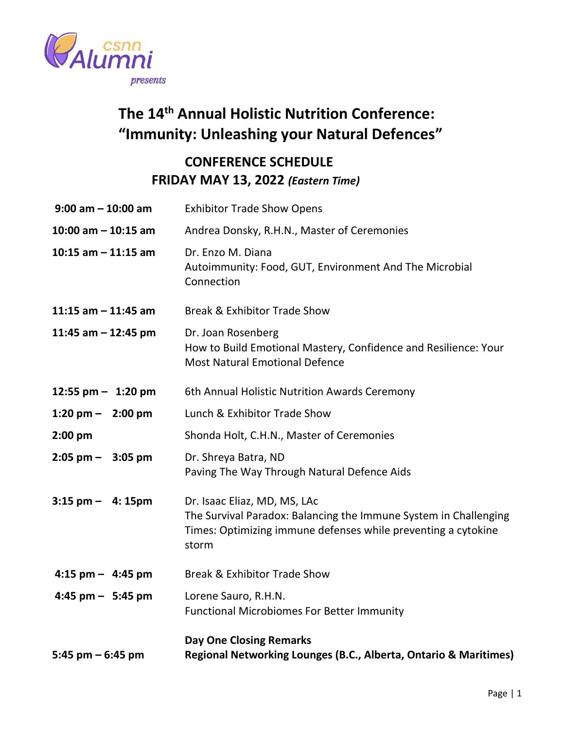csnn Alumni *presents*

# The 14th Annual Holistic Nutrition Conference: "Immunity: Unleashing your Natural Defences"

## CONFERENCE SCHEDULE
## FRIDAY MAY 13, 2022 *(Eastern Time)*

| | |
|---|---|
| **9:00 am – 10:00 am** | Exhibitor Trade Show Opens |
| **10:00 am – 10:15 am** | Andrea Donsky, R.H.N., Master of Ceremonies |
| **10:15 am – 11:15 am** | Dr. Enzo M. Diana<br>Autoimmunity: Food, GUT, Environment And The Microbial Connection |
| **11:15 am – 11:45 am** | Break & Exhibitor Trade Show |
| **11:45 am – 12:45 pm** | Dr. Joan Rosenberg<br>How to Build Emotional Mastery, Confidence and Resilience: Your Most Natural Emotional Defence |
| **12:55 pm – 1:20 pm** | 6th Annual Holistic Nutrition Awards Ceremony |
| **1:20 pm – 2:00 pm** | Lunch & Exhibitor Trade Show |
| **2:00 pm** | Shonda Holt, C.H.N., Master of Ceremonies |
| **2:05 pm – 3:05 pm** | Dr. Shreya Batra, ND<br>Paving The Way Through Natural Defence Aids |
| **3:15 pm – 4: 15pm** | Dr. Isaac Eliaz, MD, MS, LAc<br>The Survival Paradox: Balancing the Immune System in Challenging Times: Optimizing immune defenses while preventing a cytokine storm |
| **4:15 pm – 4:45 pm** | Break & Exhibitor Trade Show |
| **4:45 pm – 5:45 pm** | Lorene Sauro, R.H.N.<br>Functional Microbiomes For Better Immunity |
| **5:45 pm – 6:45 pm** | **Day One Closing Remarks**<br>**Regional Networking Lounges (B.C., Alberta, Ontario & Maritimes)** |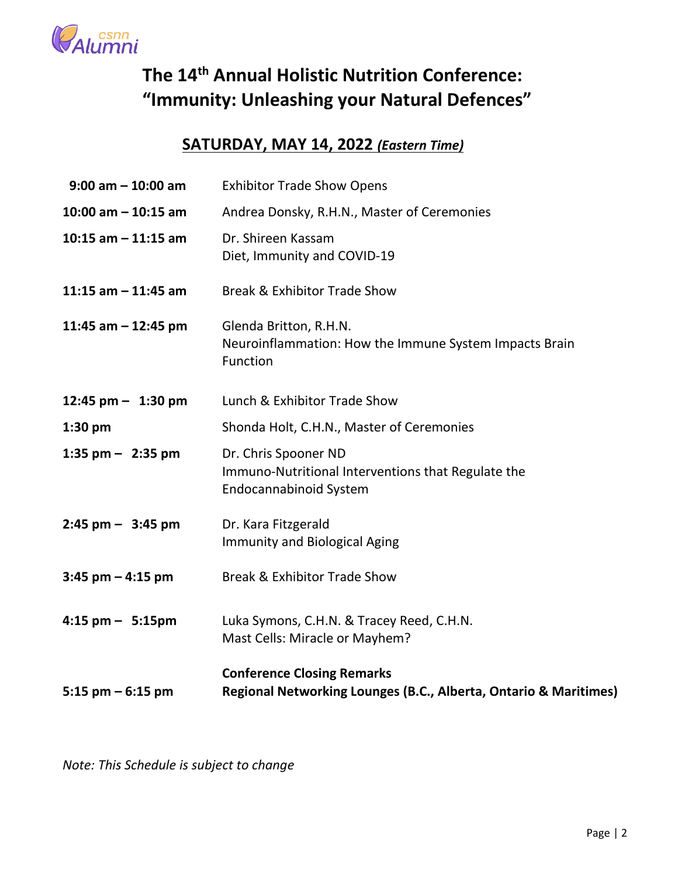# The 14th Annual Holistic Nutrition Conference: "Immunity: Unleashing your Natural Defences"

## SATURDAY, MAY 14, 2022 *(Eastern Time)*

| | |
|---|---|
| **9:00 am – 10:00 am** | Exhibitor Trade Show Opens |
| **10:00 am – 10:15 am** | Andrea Donsky, R.H.N., Master of Ceremonies |
| **10:15 am – 11:15 am** | Dr. Shireen Kassam<br>Diet, Immunity and COVID-19 |
| **11:15 am – 11:45 am** | Break & Exhibitor Trade Show |
| **11:45 am – 12:45 pm** | Glenda Britton, R.H.N.<br>Neuroinflammation: How the Immune System Impacts Brain Function |
| **12:45 pm – 1:30 pm** | Lunch & Exhibitor Trade Show |
| **1:30 pm** | Shonda Holt, C.H.N., Master of Ceremonies |
| **1:35 pm – 2:35 pm** | Dr. Chris Spooner ND<br>Immuno-Nutritional Interventions that Regulate the Endocannabinoid System |
| **2:45 pm – 3:45 pm** | Dr. Kara Fitzgerald<br>Immunity and Biological Aging |
| **3:45 pm – 4:15 pm** | Break & Exhibitor Trade Show |
| **4:15 pm – 5:15pm** | Luka Symons, C.H.N. & Tracey Reed, C.H.N.<br>Mast Cells: Miracle or Mayhem? |
| **5:15 pm – 6:15 pm** | **Conference Closing Remarks**<br>**Regional Networking Lounges (B.C., Alberta, Ontario & Maritimes)** |

*Note: This Schedule is subject to change*